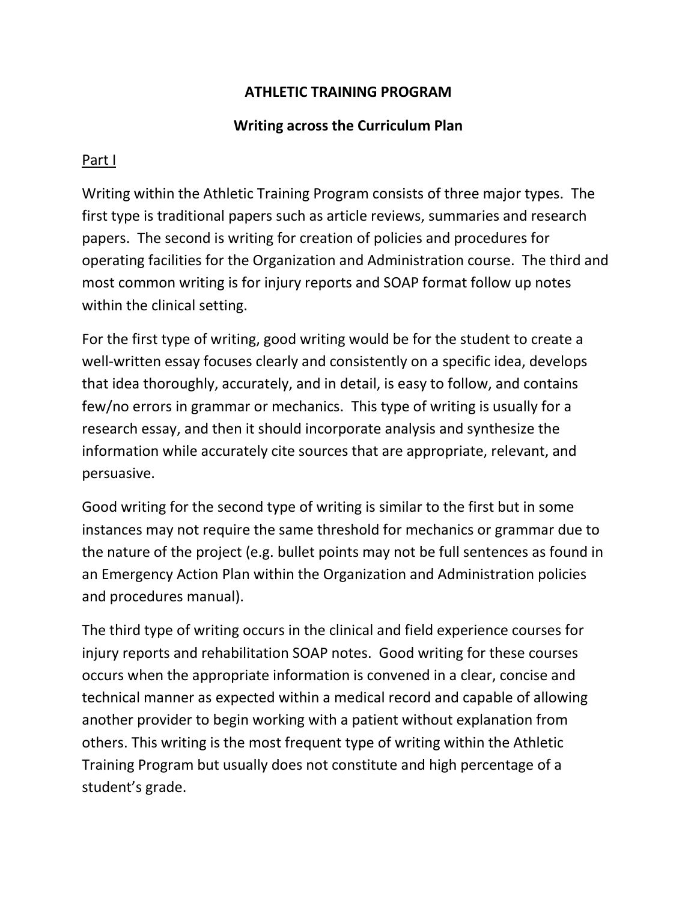# ATHLETIC TRAINING PROGRAM

## Writing across the Curriculum Plan

<u>Part I</u>

Writing within the Athletic Training Program consists of three major types. The first type is traditional papers such as article reviews, summaries and research papers. The second is writing for creation of policies and procedures for operating facilities for the Organization and Administration course. The third and most common writing is for injury reports and SOAP format follow up notes within the clinical setting.

For the first type of writing, good writing would be for the student to create a well-written essay focuses clearly and consistently on a specific idea, develops that idea thoroughly, accurately, and in detail, is easy to follow, and contains few/no errors in grammar or mechanics. This type of writing is usually for a research essay, and then it should incorporate analysis and synthesize the information while accurately cite sources that are appropriate, relevant, and persuasive.

Good writing for the second type of writing is similar to the first but in some instances may not require the same threshold for mechanics or grammar due to the nature of the project (e.g. bullet points may not be full sentences as found in an Emergency Action Plan within the Organization and Administration policies and procedures manual).

The third type of writing occurs in the clinical and field experience courses for injury reports and rehabilitation SOAP notes. Good writing for these courses occurs when the appropriate information is convened in a clear, concise and technical manner as expected within a medical record and capable of allowing another provider to begin working with a patient without explanation from others. This writing is the most frequent type of writing within the Athletic Training Program but usually does not constitute and high percentage of a student's grade.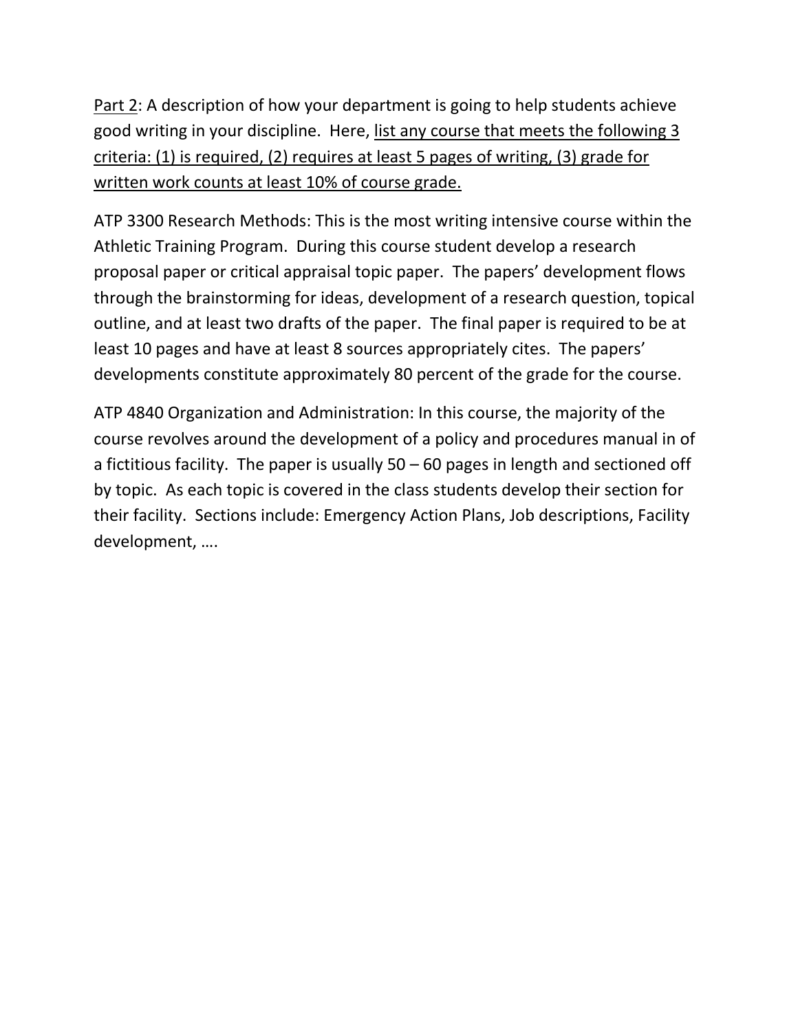<u>Part 2</u>: A description of how your department is going to help students achieve good writing in your discipline. Here, <u>list any course that meets the following 3 criteria: (1) is required, (2) requires at least 5 pages of writing, (3) grade for written work counts at least 10% of course grade.</u>

ATP 3300 Research Methods: This is the most writing intensive course within the Athletic Training Program. During this course student develop a research proposal paper or critical appraisal topic paper. The papers' development flows through the brainstorming for ideas, development of a research question, topical outline, and at least two drafts of the paper. The final paper is required to be at least 10 pages and have at least 8 sources appropriately cites. The papers' developments constitute approximately 80 percent of the grade for the course.

ATP 4840 Organization and Administration: In this course, the majority of the course revolves around the development of a policy and procedures manual in of a fictitious facility. The paper is usually 50 – 60 pages in length and sectioned off by topic. As each topic is covered in the class students develop their section for their facility. Sections include: Emergency Action Plans, Job descriptions, Facility development, ….